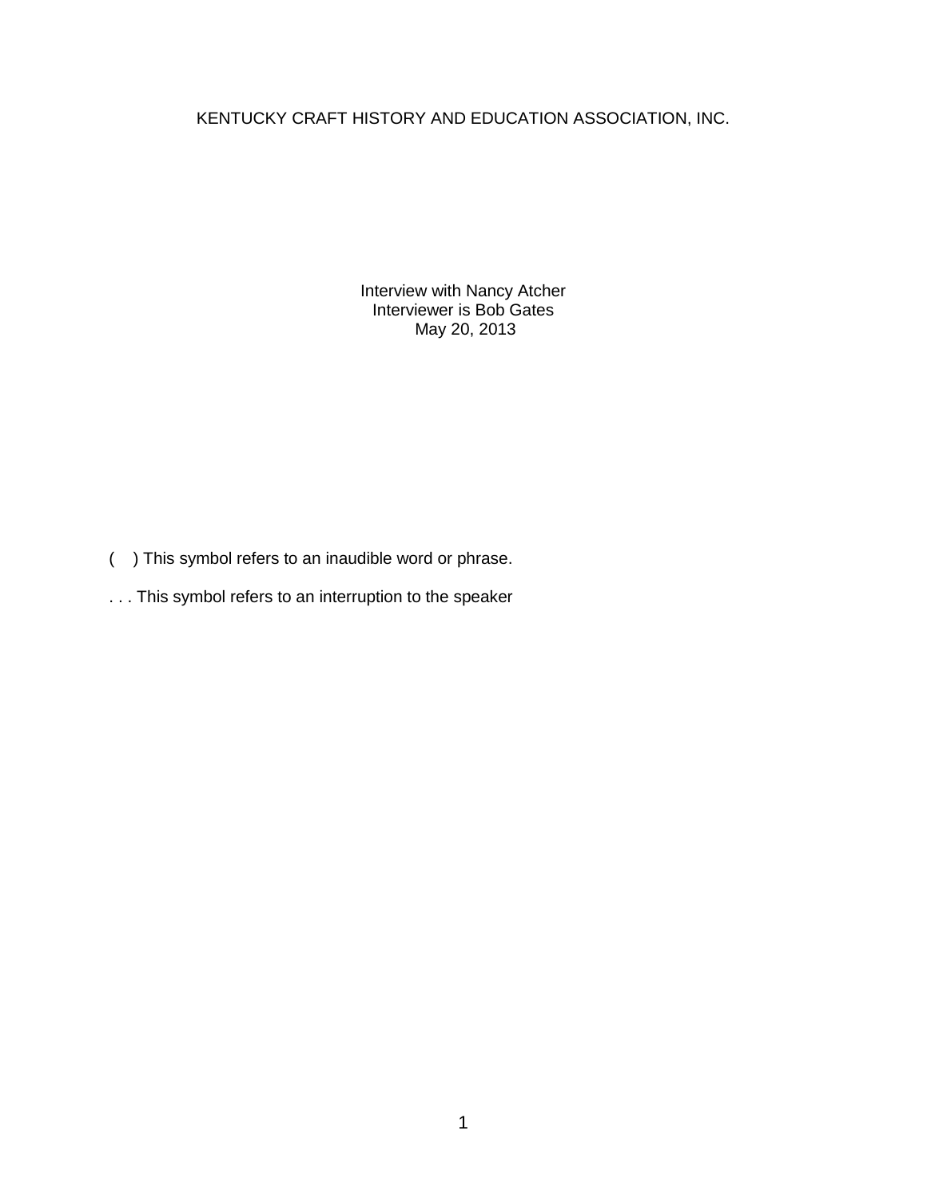KENTUCKY CRAFT HISTORY AND EDUCATION ASSOCIATION, INC.

Interview with Nancy Atcher
Interviewer is Bob Gates
May 20, 2013

(  ) This symbol refers to an inaudible word or phrase.

. . . This symbol refers to an interruption to the speaker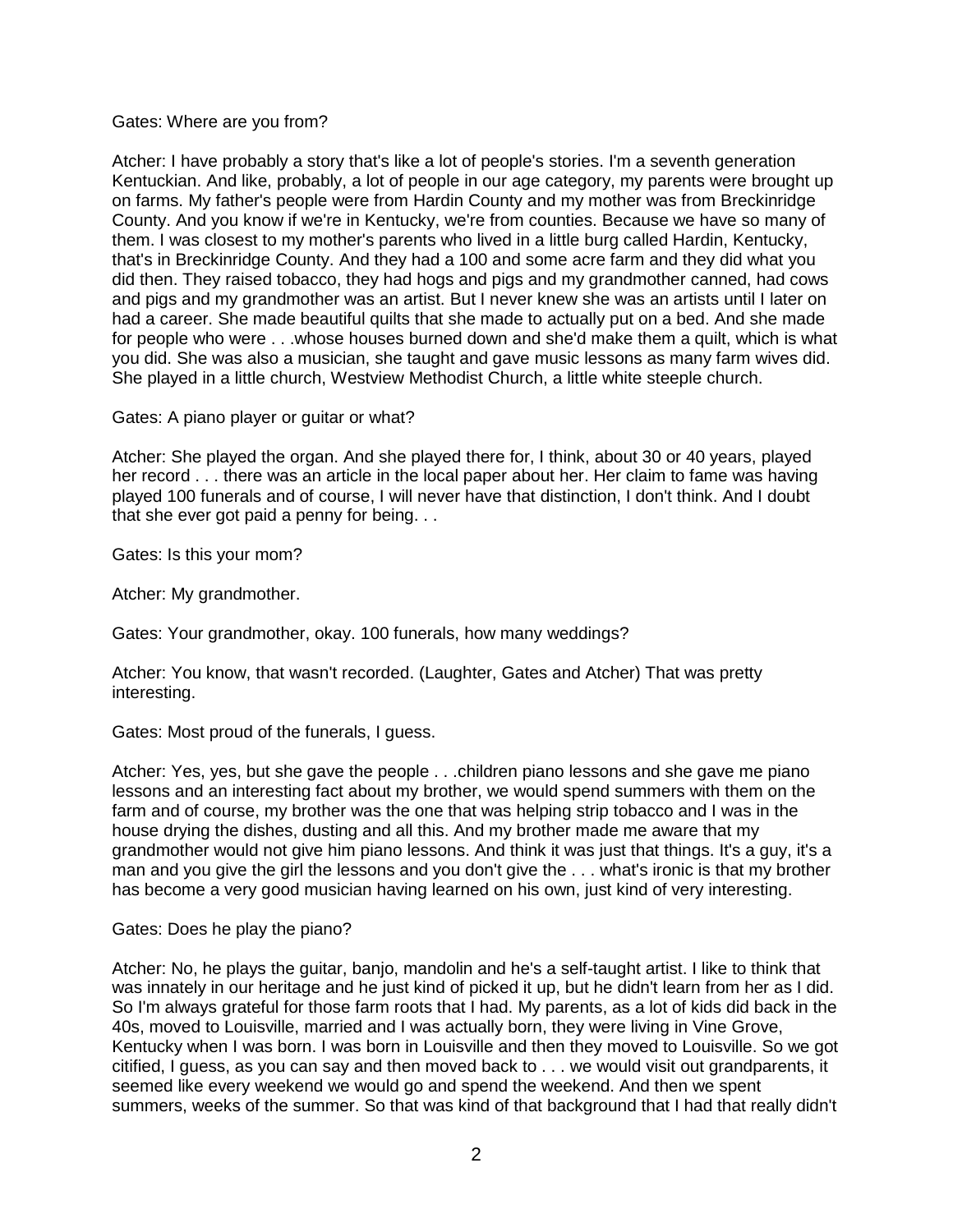Gates: Where are you from?

Atcher: I have probably a story that's like a lot of people's stories. I'm a seventh generation Kentuckian. And like, probably, a lot of people in our age category, my parents were brought up on farms. My father's people were from Hardin County and my mother was from Breckinridge County. And you know if we're in Kentucky, we're from counties. Because we have so many of them. I was closest to my mother's parents who lived in a little burg called Hardin, Kentucky, that's in Breckinridge County. And they had a 100 and some acre farm and they did what you did then. They raised tobacco, they had hogs and pigs and my grandmother canned, had cows and pigs and my grandmother was an artist. But I never knew she was an artists until I later on had a career. She made beautiful quilts that she made to actually put on a bed. And she made for people who were . . .whose houses burned down and she'd make them a quilt, which is what you did. She was also a musician, she taught and gave music lessons as many farm wives did. She played in a little church, Westview Methodist Church, a little white steeple church.

Gates: A piano player or guitar or what?

Atcher: She played the organ. And she played there for, I think, about 30 or 40 years, played her record . . . there was an article in the local paper about her. Her claim to fame was having played 100 funerals and of course, I will never have that distinction, I don't think. And I doubt that she ever got paid a penny for being. . .

Gates: Is this your mom?

Atcher: My grandmother.

Gates: Your grandmother, okay. 100 funerals, how many weddings?

Atcher: You know, that wasn't recorded. (Laughter, Gates and Atcher) That was pretty interesting.

Gates: Most proud of the funerals, I guess.

Atcher: Yes, yes, but she gave the people . . .children piano lessons and she gave me piano lessons and an interesting fact about my brother, we would spend summers with them on the farm and of course, my brother was the one that was helping strip tobacco and I was in the house drying the dishes, dusting and all this. And my brother made me aware that my grandmother would not give him piano lessons. And think it was just that things. It's a guy, it's a man and you give the girl the lessons and you don't give the . . . what's ironic is that my brother has become a very good musician having learned on his own, just kind of very interesting.

Gates: Does he play the piano?

Atcher: No, he plays the guitar, banjo, mandolin and he's a self-taught artist. I like to think that was innately in our heritage and he just kind of picked it up, but he didn't learn from her as I did. So I'm always grateful for those farm roots that I had. My parents, as a lot of kids did back in the 40s, moved to Louisville, married and I was actually born, they were living in Vine Grove, Kentucky when I was born. I was born in Louisville and then they moved to Louisville. So we got citified, I guess, as you can say and then moved back to . . . we would visit out grandparents, it seemed like every weekend we would go and spend the weekend. And then we spent summers, weeks of the summer. So that was kind of that background that I had that really didn't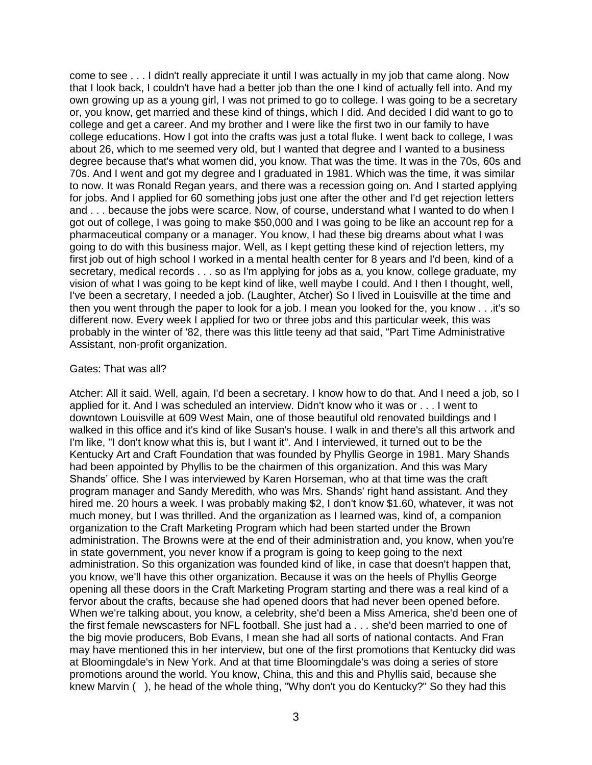come to see . . . I didn't really appreciate it until I was actually in my job that came along. Now that I look back, I couldn't have had a better job than the one I kind of actually fell into. And my own growing up as a young girl, I was not primed to go to college. I was going to be a secretary or, you know, get married and these kind of things, which I did. And decided I did want to go to college and get a career. And my brother and I were like the first two in our family to have college educations. How I got into the crafts was just a total fluke. I went back to college, I was about 26, which to me seemed very old, but I wanted that degree and I wanted to a business degree because that's what women did, you know. That was the time. It was in the 70s, 60s and 70s. And I went and got my degree and I graduated in 1981. Which was the time, it was similar to now. It was Ronald Regan years, and there was a recession going on. And I started applying for jobs. And I applied for 60 something jobs just one after the other and I'd get rejection letters and . . . because the jobs were scarce. Now, of course, understand what I wanted to do when I got out of college, I was going to make $50,000 and I was going to be like an account rep for a pharmaceutical company or a manager. You know, I had these big dreams about what I was going to do with this business major. Well, as I kept getting these kind of rejection letters, my first job out of high school I worked in a mental health center for 8 years and I'd been, kind of a secretary, medical records . . . so as I'm applying for jobs as a, you know, college graduate, my vision of what I was going to be kept kind of like, well maybe I could. And I then I thought, well, I've been a secretary, I needed a job. (Laughter, Atcher) So I lived in Louisville at the time and then you went through the paper to look for a job. I mean you looked for the, you know . . .it's so different now. Every week I applied for two or three jobs and this particular week, this was probably in the winter of '82, there was this little teeny ad that said, "Part Time Administrative Assistant, non-profit organization.

Gates: That was all?

Atcher: All it said. Well, again, I'd been a secretary. I know how to do that. And I need a job, so I applied for it. And I was scheduled an interview. Didn't know who it was or . . . I went to downtown Louisville at 609 West Main, one of those beautiful old renovated buildings and I walked in this office and it's kind of like Susan's house. I walk in and there's all this artwork and I'm like, "I don't know what this is, but I want it". And I interviewed, it turned out to be the Kentucky Art and Craft Foundation that was founded by Phyllis George in 1981. Mary Shands had been appointed by Phyllis to be the chairmen of this organization. And this was Mary Shands' office. She I was interviewed by Karen Horseman, who at that time was the craft program manager and Sandy Meredith, who was Mrs. Shands' right hand assistant. And they hired me. 20 hours a week. I was probably making $2, I don't know $1.60, whatever, it was not much money, but I was thrilled. And the organization as I learned was, kind of, a companion organization to the Craft Marketing Program which had been started under the Brown administration. The Browns were at the end of their administration and, you know, when you're in state government, you never know if a program is going to keep going to the next administration. So this organization was founded kind of like, in case that doesn't happen that, you know, we'll have this other organization. Because it was on the heels of Phyllis George opening all these doors in the Craft Marketing Program starting and there was a real kind of a fervor about the crafts, because she had opened doors that had never been opened before. When we're talking about, you know, a celebrity, she'd been a Miss America, she'd been one of the first female newscasters for NFL football. She just had a . . . she'd been married to one of the big movie producers, Bob Evans, I mean she had all sorts of national contacts. And Fran may have mentioned this in her interview, but one of the first promotions that Kentucky did was at Bloomingdale's in New York. And at that time Bloomingdale's was doing a series of store promotions around the world. You know, China, this and this and Phyllis said, because she knew Marvin ( ), he head of the whole thing, "Why don't you do Kentucky?" So they had this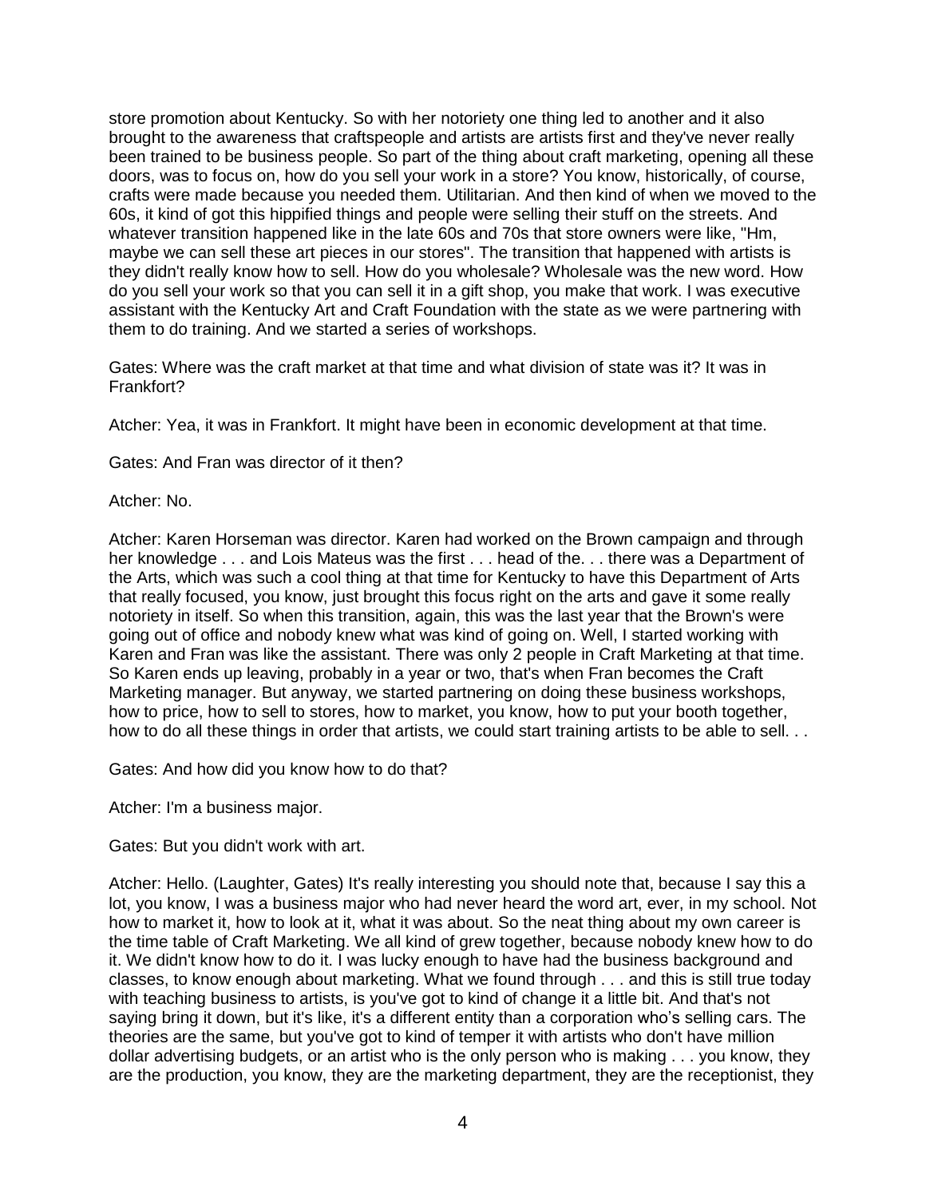store promotion about Kentucky. So with her notoriety one thing led to another and it also brought to the awareness that craftspeople and artists are artists first and they've never really been trained to be business people. So part of the thing about craft marketing, opening all these doors, was to focus on, how do you sell your work in a store? You know, historically, of course, crafts were made because you needed them. Utilitarian. And then kind of when we moved to the 60s, it kind of got this hippified things and people were selling their stuff on the streets. And whatever transition happened like in the late 60s and 70s that store owners were like, "Hm, maybe we can sell these art pieces in our stores". The transition that happened with artists is they didn't really know how to sell. How do you wholesale? Wholesale was the new word. How do you sell your work so that you can sell it in a gift shop, you make that work. I was executive assistant with the Kentucky Art and Craft Foundation with the state as we were partnering with them to do training. And we started a series of workshops.

Gates: Where was the craft market at that time and what division of state was it? It was in Frankfort?

Atcher: Yea, it was in Frankfort. It might have been in economic development at that time.

Gates: And Fran was director of it then?

Atcher: No.

Atcher: Karen Horseman was director. Karen had worked on the Brown campaign and through her knowledge . . . and Lois Mateus was the first . . . head of the. . . there was a Department of the Arts, which was such a cool thing at that time for Kentucky to have this Department of Arts that really focused, you know, just brought this focus right on the arts and gave it some really notoriety in itself. So when this transition, again, this was the last year that the Brown's were going out of office and nobody knew what was kind of going on. Well, I started working with Karen and Fran was like the assistant. There was only 2 people in Craft Marketing at that time. So Karen ends up leaving, probably in a year or two, that's when Fran becomes the Craft Marketing manager. But anyway, we started partnering on doing these business workshops, how to price, how to sell to stores, how to market, you know, how to put your booth together, how to do all these things in order that artists, we could start training artists to be able to sell. . .

Gates: And how did you know how to do that?

Atcher: I'm a business major.

Gates: But you didn't work with art.

Atcher: Hello. (Laughter, Gates) It's really interesting you should note that, because I say this a lot, you know, I was a business major who had never heard the word art, ever, in my school. Not how to market it, how to look at it, what it was about. So the neat thing about my own career is the time table of Craft Marketing. We all kind of grew together, because nobody knew how to do it. We didn't know how to do it. I was lucky enough to have had the business background and classes, to know enough about marketing. What we found through . . . and this is still true today with teaching business to artists, is you've got to kind of change it a little bit. And that's not saying bring it down, but it's like, it's a different entity than a corporation who's selling cars. The theories are the same, but you've got to kind of temper it with artists who don't have million dollar advertising budgets, or an artist who is the only person who is making . . . you know, they are the production, you know, they are the marketing department, they are the receptionist, they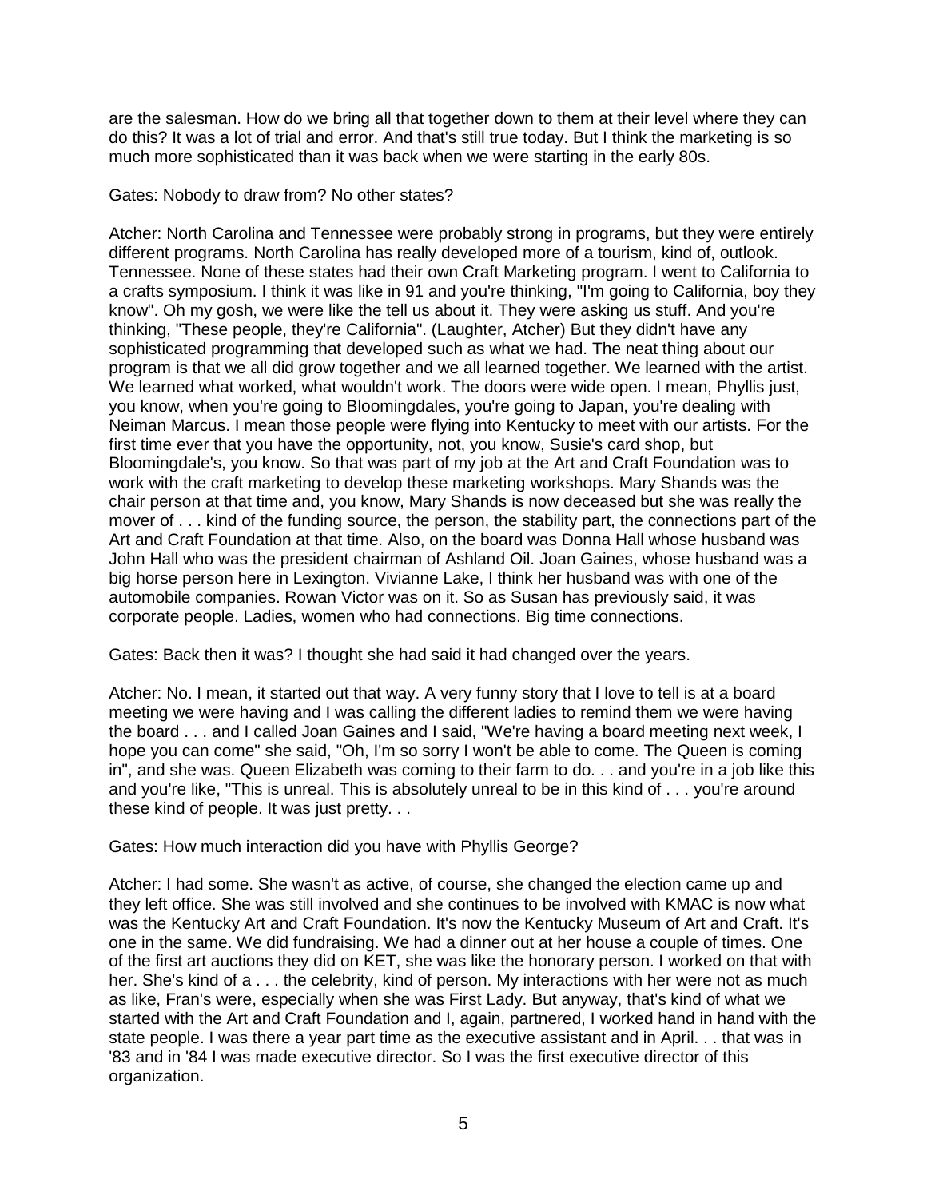are the salesman. How do we bring all that together down to them at their level where they can do this? It was a lot of trial and error. And that's still true today. But I think the marketing is so much more sophisticated than it was back when we were starting in the early 80s.

Gates: Nobody to draw from? No other states?

Atcher: North Carolina and Tennessee were probably strong in programs, but they were entirely different programs. North Carolina has really developed more of a tourism, kind of, outlook. Tennessee. None of these states had their own Craft Marketing program. I went to California to a crafts symposium. I think it was like in 91 and you're thinking, "I'm going to California, boy they know". Oh my gosh, we were like the tell us about it. They were asking us stuff. And you're thinking, "These people, they're California". (Laughter, Atcher) But they didn't have any sophisticated programming that developed such as what we had. The neat thing about our program is that we all did grow together and we all learned together. We learned with the artist. We learned what worked, what wouldn't work. The doors were wide open. I mean, Phyllis just, you know, when you're going to Bloomingdales, you're going to Japan, you're dealing with Neiman Marcus. I mean those people were flying into Kentucky to meet with our artists. For the first time ever that you have the opportunity, not, you know, Susie's card shop, but Bloomingdale's, you know. So that was part of my job at the Art and Craft Foundation was to work with the craft marketing to develop these marketing workshops. Mary Shands was the chair person at that time and, you know, Mary Shands is now deceased but she was really the mover of . . . kind of the funding source, the person, the stability part, the connections part of the Art and Craft Foundation at that time. Also, on the board was Donna Hall whose husband was John Hall who was the president chairman of Ashland Oil. Joan Gaines, whose husband was a big horse person here in Lexington. Vivianne Lake, I think her husband was with one of the automobile companies. Rowan Victor was on it. So as Susan has previously said, it was corporate people. Ladies, women who had connections. Big time connections.

Gates: Back then it was? I thought she had said it had changed over the years.

Atcher: No. I mean, it started out that way. A very funny story that I love to tell is at a board meeting we were having and I was calling the different ladies to remind them we were having the board . . . and I called Joan Gaines and I said, "We're having a board meeting next week, I hope you can come" she said, "Oh, I'm so sorry I won't be able to come. The Queen is coming in", and she was. Queen Elizabeth was coming to their farm to do. . . and you're in a job like this and you're like, "This is unreal. This is absolutely unreal to be in this kind of . . . you're around these kind of people. It was just pretty. . .

Gates: How much interaction did you have with Phyllis George?

Atcher: I had some. She wasn't as active, of course, she changed the election came up and they left office. She was still involved and she continues to be involved with KMAC is now what was the Kentucky Art and Craft Foundation. It's now the Kentucky Museum of Art and Craft. It's one in the same. We did fundraising. We had a dinner out at her house a couple of times. One of the first art auctions they did on KET, she was like the honorary person. I worked on that with her. She's kind of a . . . the celebrity, kind of person. My interactions with her were not as much as like, Fran's were, especially when she was First Lady. But anyway, that's kind of what we started with the Art and Craft Foundation and I, again, partnered, I worked hand in hand with the state people. I was there a year part time as the executive assistant and in April. . . that was in '83 and in '84 I was made executive director. So I was the first executive director of this organization.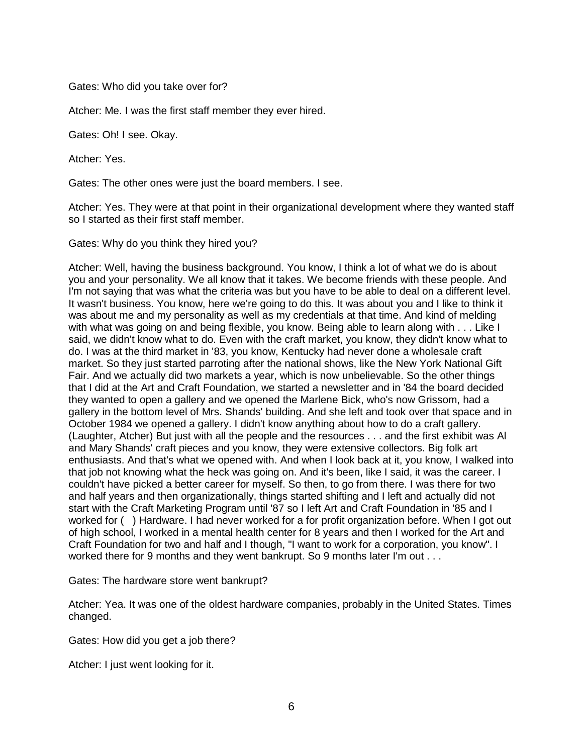Gates: Who did you take over for?

Atcher: Me. I was the first staff member they ever hired.

Gates: Oh! I see. Okay.

Atcher: Yes.

Gates: The other ones were just the board members. I see.

Atcher: Yes. They were at that point in their organizational development where they wanted staff so I started as their first staff member.

Gates: Why do you think they hired you?

Atcher: Well, having the business background. You know, I think a lot of what we do is about you and your personality. We all know that it takes. We become friends with these people. And I'm not saying that was what the criteria was but you have to be able to deal on a different level. It wasn't business. You know, here we're going to do this. It was about you and I like to think it was about me and my personality as well as my credentials at that time. And kind of melding with what was going on and being flexible, you know. Being able to learn along with . . . Like I said, we didn't know what to do. Even with the craft market, you know, they didn't know what to do. I was at the third market in '83, you know, Kentucky had never done a wholesale craft market. So they just started parroting after the national shows, like the New York National Gift Fair. And we actually did two markets a year, which is now unbelievable. So the other things that I did at the Art and Craft Foundation, we started a newsletter and in '84 the board decided they wanted to open a gallery and we opened the Marlene Bick, who's now Grissom, had a gallery in the bottom level of Mrs. Shands' building. And she left and took over that space and in October 1984 we opened a gallery. I didn't know anything about how to do a craft gallery. (Laughter, Atcher) But just with all the people and the resources . . . and the first exhibit was Al and Mary Shands' craft pieces and you know, they were extensive collectors. Big folk art enthusiasts. And that's what we opened with. And when I look back at it, you know, I walked into that job not knowing what the heck was going on. And it's been, like I said, it was the career. I couldn't have picked a better career for myself. So then, to go from there. I was there for two and half years and then organizationally, things started shifting and I left and actually did not start with the Craft Marketing Program until '87 so I left Art and Craft Foundation in '85 and I worked for (   ) Hardware. I had never worked for a for profit organization before. When I got out of high school, I worked in a mental health center for 8 years and then I worked for the Art and Craft Foundation for two and half and I though, "I want to work for a corporation, you know". I worked there for 9 months and they went bankrupt. So 9 months later I'm out . . .

Gates: The hardware store went bankrupt?

Atcher: Yea. It was one of the oldest hardware companies, probably in the United States. Times changed.

Gates: How did you get a job there?

Atcher: I just went looking for it.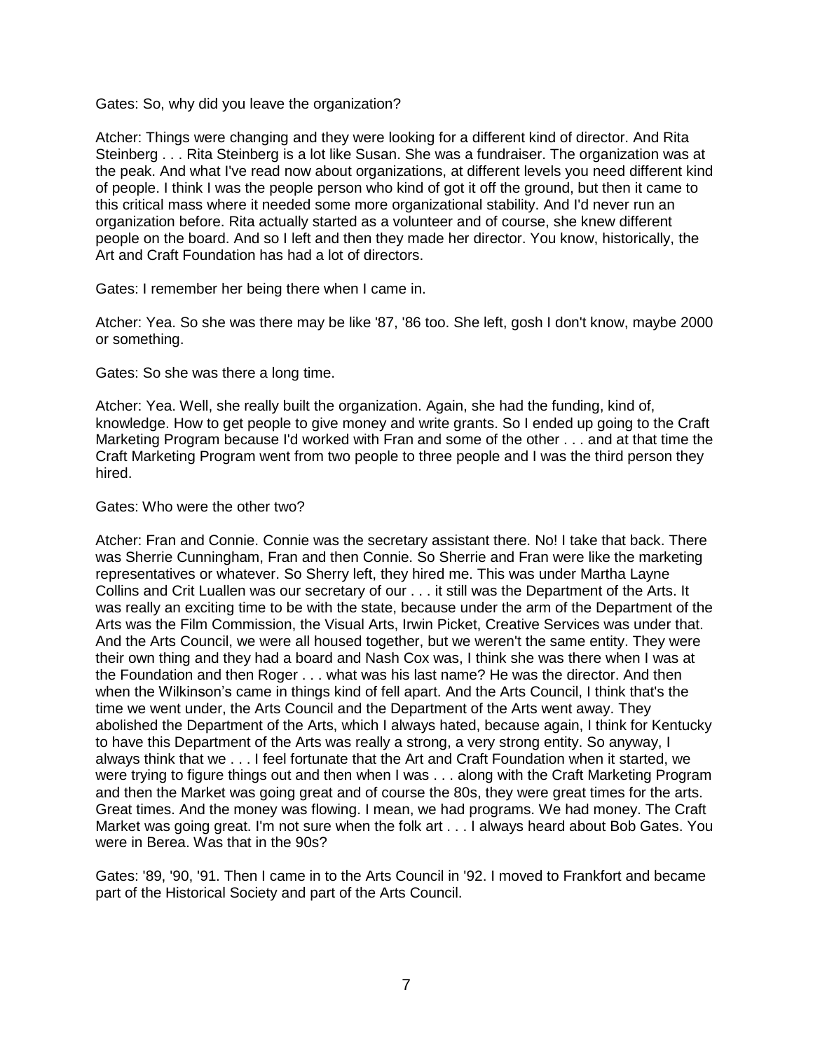Gates: So, why did you leave the organization?

Atcher: Things were changing and they were looking for a different kind of director. And Rita Steinberg . . . Rita Steinberg is a lot like Susan. She was a fundraiser. The organization was at the peak. And what I've read now about organizations, at different levels you need different kind of people. I think I was the people person who kind of got it off the ground, but then it came to this critical mass where it needed some more organizational stability. And I'd never run an organization before. Rita actually started as a volunteer and of course, she knew different people on the board. And so I left and then they made her director. You know, historically, the Art and Craft Foundation has had a lot of directors.

Gates: I remember her being there when I came in.

Atcher: Yea. So she was there may be like '87, '86 too. She left, gosh I don't know, maybe 2000 or something.

Gates: So she was there a long time.

Atcher: Yea. Well, she really built the organization. Again, she had the funding, kind of, knowledge. How to get people to give money and write grants. So I ended up going to the Craft Marketing Program because I'd worked with Fran and some of the other . . . and at that time the Craft Marketing Program went from two people to three people and I was the third person they hired.

Gates: Who were the other two?

Atcher: Fran and Connie. Connie was the secretary assistant there. No! I take that back. There was Sherrie Cunningham, Fran and then Connie. So Sherrie and Fran were like the marketing representatives or whatever. So Sherry left, they hired me. This was under Martha Layne Collins and Crit Luallen was our secretary of our . . . it still was the Department of the Arts. It was really an exciting time to be with the state, because under the arm of the Department of the Arts was the Film Commission, the Visual Arts, Irwin Picket, Creative Services was under that. And the Arts Council, we were all housed together, but we weren't the same entity. They were their own thing and they had a board and Nash Cox was, I think she was there when I was at the Foundation and then Roger . . . what was his last name? He was the director. And then when the Wilkinson's came in things kind of fell apart. And the Arts Council, I think that's the time we went under, the Arts Council and the Department of the Arts went away. They abolished the Department of the Arts, which I always hated, because again, I think for Kentucky to have this Department of the Arts was really a strong, a very strong entity. So anyway, I always think that we . . . I feel fortunate that the Art and Craft Foundation when it started, we were trying to figure things out and then when I was . . . along with the Craft Marketing Program and then the Market was going great and of course the 80s, they were great times for the arts. Great times. And the money was flowing. I mean, we had programs. We had money. The Craft Market was going great. I'm not sure when the folk art . . . I always heard about Bob Gates. You were in Berea. Was that in the 90s?

Gates: '89, '90, '91. Then I came in to the Arts Council in '92. I moved to Frankfort and became part of the Historical Society and part of the Arts Council.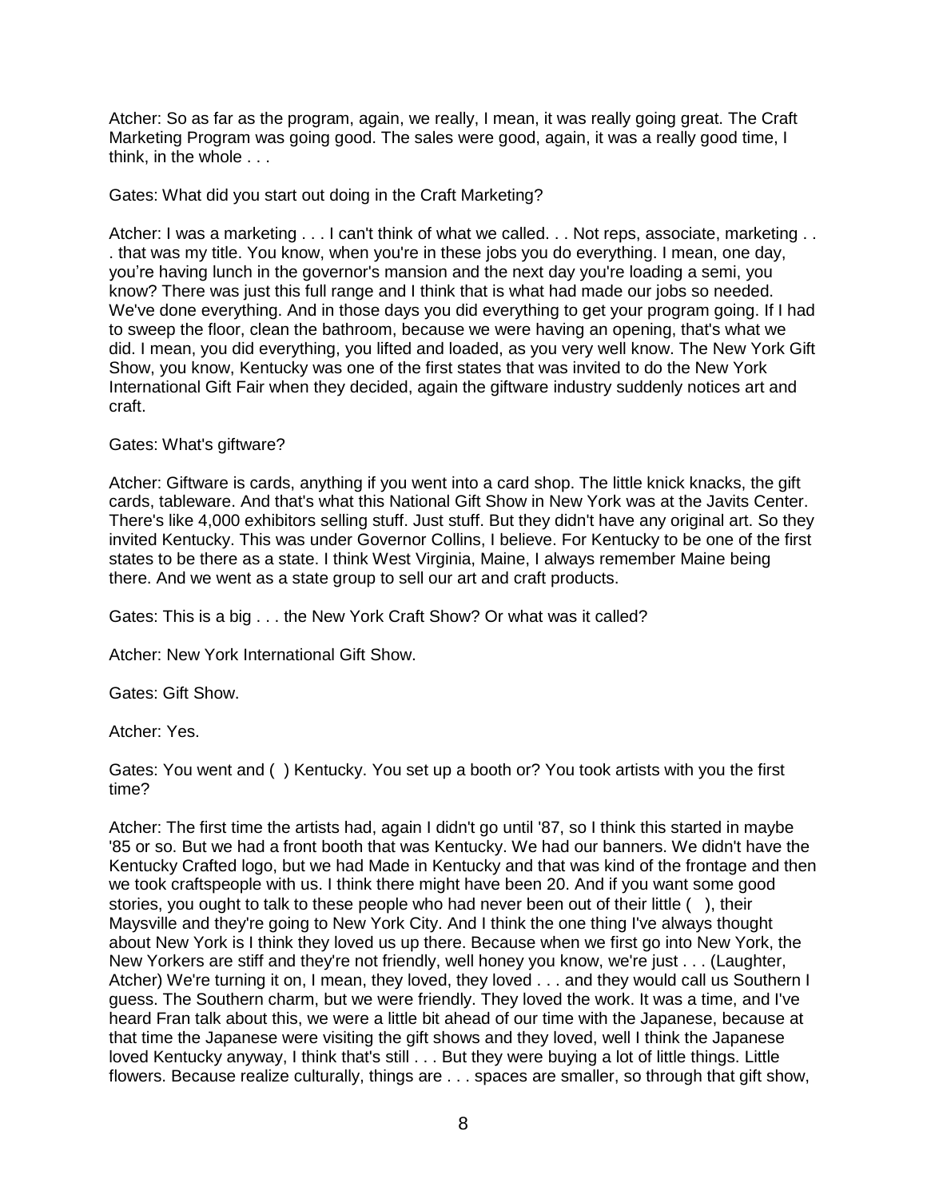Atcher: So as far as the program, again, we really, I mean, it was really going great. The Craft Marketing Program was going good. The sales were good, again, it was a really good time, I think, in the whole . . .

Gates: What did you start out doing in the Craft Marketing?

Atcher: I was a marketing . . . I can't think of what we called. . . Not reps, associate, marketing . . . that was my title. You know, when you're in these jobs you do everything. I mean, one day, you're having lunch in the governor's mansion and the next day you're loading a semi, you know? There was just this full range and I think that is what had made our jobs so needed. We've done everything. And in those days you did everything to get your program going. If I had to sweep the floor, clean the bathroom, because we were having an opening, that's what we did. I mean, you did everything, you lifted and loaded, as you very well know. The New York Gift Show, you know, Kentucky was one of the first states that was invited to do the New York International Gift Fair when they decided, again the giftware industry suddenly notices art and craft.

Gates: What's giftware?

Atcher: Giftware is cards, anything if you went into a card shop. The little knick knacks, the gift cards, tableware. And that's what this National Gift Show in New York was at the Javits Center. There's like 4,000 exhibitors selling stuff. Just stuff. But they didn't have any original art. So they invited Kentucky. This was under Governor Collins, I believe. For Kentucky to be one of the first states to be there as a state. I think West Virginia, Maine, I always remember Maine being there. And we went as a state group to sell our art and craft products.

Gates: This is a big . . . the New York Craft Show? Or what was it called?

Atcher: New York International Gift Show.

Gates: Gift Show.

Atcher: Yes.

Gates: You went and ( ) Kentucky. You set up a booth or? You took artists with you the first time?

Atcher: The first time the artists had, again I didn't go until '87, so I think this started in maybe '85 or so. But we had a front booth that was Kentucky. We had our banners. We didn't have the Kentucky Crafted logo, but we had Made in Kentucky and that was kind of the frontage and then we took craftspeople with us. I think there might have been 20. And if you want some good stories, you ought to talk to these people who had never been out of their little ( ), their Maysville and they're going to New York City. And I think the one thing I've always thought about New York is I think they loved us up there. Because when we first go into New York, the New Yorkers are stiff and they're not friendly, well honey you know, we're just . . . (Laughter, Atcher) We're turning it on, I mean, they loved, they loved . . . and they would call us Southern I guess. The Southern charm, but we were friendly. They loved the work. It was a time, and I've heard Fran talk about this, we were a little bit ahead of our time with the Japanese, because at that time the Japanese were visiting the gift shows and they loved, well I think the Japanese loved Kentucky anyway, I think that's still . . . But they were buying a lot of little things. Little flowers. Because realize culturally, things are . . . spaces are smaller, so through that gift show,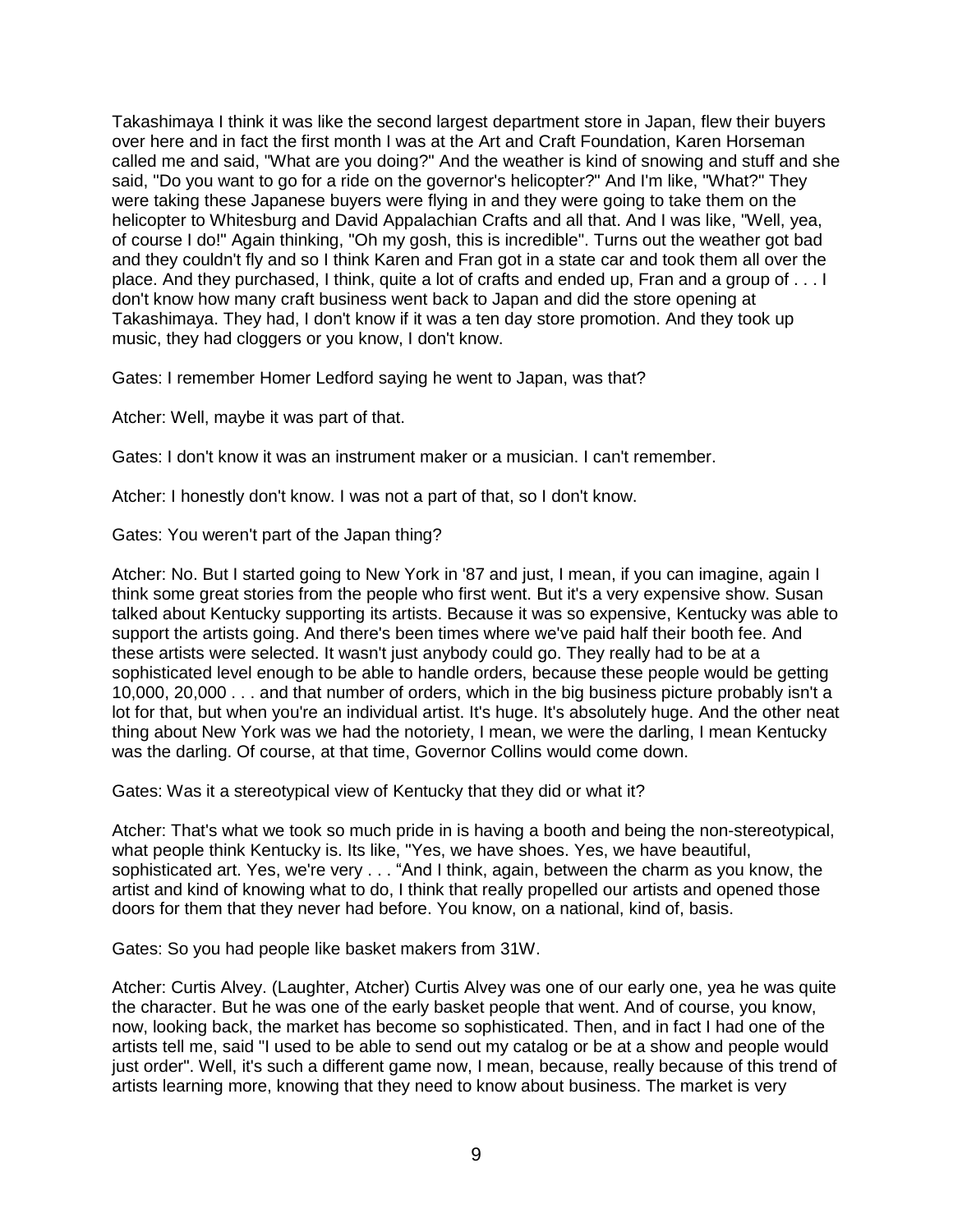Takashimaya I think it was like the second largest department store in Japan, flew their buyers over here and in fact the first month I was at the Art and Craft Foundation, Karen Horseman called me and said, "What are you doing?" And the weather is kind of snowing and stuff and she said, "Do you want to go for a ride on the governor's helicopter?" And I'm like, "What?" They were taking these Japanese buyers were flying in and they were going to take them on the helicopter to Whitesburg and David Appalachian Crafts and all that. And I was like, "Well, yea, of course I do!" Again thinking, "Oh my gosh, this is incredible". Turns out the weather got bad and they couldn't fly and so I think Karen and Fran got in a state car and took them all over the place. And they purchased, I think, quite a lot of crafts and ended up, Fran and a group of . . . I don't know how many craft business went back to Japan and did the store opening at Takashimaya. They had, I don't know if it was a ten day store promotion. And they took up music, they had cloggers or you know, I don't know.

Gates: I remember Homer Ledford saying he went to Japan, was that?

Atcher: Well, maybe it was part of that.

Gates: I don't know it was an instrument maker or a musician. I can't remember.

Atcher: I honestly don't know. I was not a part of that, so I don't know.

Gates: You weren't part of the Japan thing?

Atcher: No. But I started going to New York in '87 and just, I mean, if you can imagine, again I think some great stories from the people who first went. But it's a very expensive show. Susan talked about Kentucky supporting its artists. Because it was so expensive, Kentucky was able to support the artists going. And there's been times where we've paid half their booth fee. And these artists were selected. It wasn't just anybody could go. They really had to be at a sophisticated level enough to be able to handle orders, because these people would be getting 10,000, 20,000 . . . and that number of orders, which in the big business picture probably isn't a lot for that, but when you're an individual artist. It's huge. It's absolutely huge. And the other neat thing about New York was we had the notoriety, I mean, we were the darling, I mean Kentucky was the darling. Of course, at that time, Governor Collins would come down.

Gates: Was it a stereotypical view of Kentucky that they did or what it?

Atcher: That's what we took so much pride in is having a booth and being the non-stereotypical, what people think Kentucky is. Its like, "Yes, we have shoes. Yes, we have beautiful, sophisticated art. Yes, we're very . . . "And I think, again, between the charm as you know, the artist and kind of knowing what to do, I think that really propelled our artists and opened those doors for them that they never had before. You know, on a national, kind of, basis.

Gates: So you had people like basket makers from 31W.

Atcher: Curtis Alvey. (Laughter, Atcher) Curtis Alvey was one of our early one, yea he was quite the character. But he was one of the early basket people that went. And of course, you know, now, looking back, the market has become so sophisticated. Then, and in fact I had one of the artists tell me, said "I used to be able to send out my catalog or be at a show and people would just order". Well, it's such a different game now, I mean, because, really because of this trend of artists learning more, knowing that they need to know about business. The market is very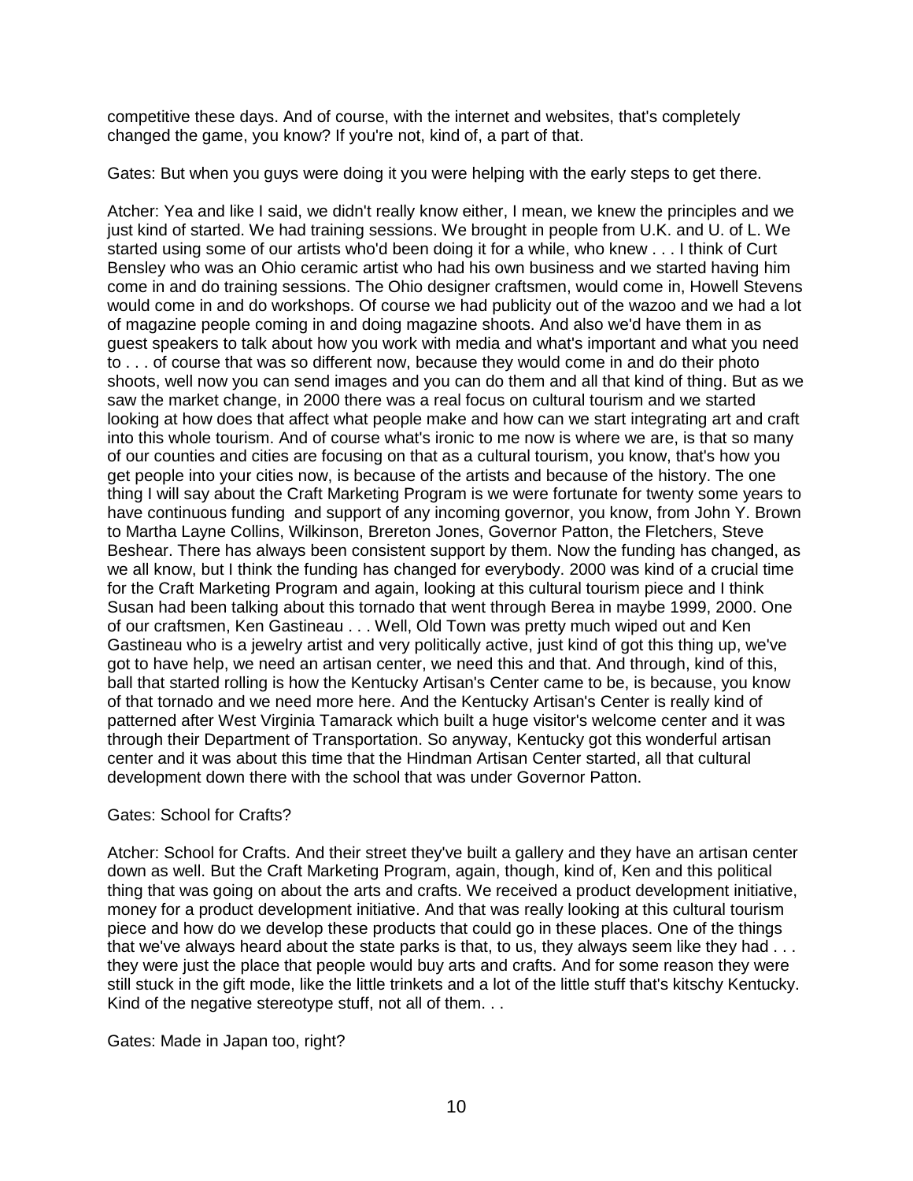competitive these days. And of course, with the internet and websites, that's completely changed the game, you know? If you're not, kind of, a part of that.

Gates: But when you guys were doing it you were helping with the early steps to get there.

Atcher: Yea and like I said, we didn't really know either, I mean, we knew the principles and we just kind of started. We had training sessions. We brought in people from U.K. and U. of L. We started using some of our artists who'd been doing it for a while, who knew . . . I think of Curt Bensley who was an Ohio ceramic artist who had his own business and we started having him come in and do training sessions. The Ohio designer craftsmen, would come in, Howell Stevens would come in and do workshops. Of course we had publicity out of the wazoo and we had a lot of magazine people coming in and doing magazine shoots. And also we'd have them in as guest speakers to talk about how you work with media and what's important and what you need to . . . of course that was so different now, because they would come in and do their photo shoots, well now you can send images and you can do them and all that kind of thing. But as we saw the market change, in 2000 there was a real focus on cultural tourism and we started looking at how does that affect what people make and how can we start integrating art and craft into this whole tourism. And of course what's ironic to me now is where we are, is that so many of our counties and cities are focusing on that as a cultural tourism, you know, that's how you get people into your cities now, is because of the artists and because of the history. The one thing I will say about the Craft Marketing Program is we were fortunate for twenty some years to have continuous funding and support of any incoming governor, you know, from John Y. Brown to Martha Layne Collins, Wilkinson, Brereton Jones, Governor Patton, the Fletchers, Steve Beshear. There has always been consistent support by them. Now the funding has changed, as we all know, but I think the funding has changed for everybody. 2000 was kind of a crucial time for the Craft Marketing Program and again, looking at this cultural tourism piece and I think Susan had been talking about this tornado that went through Berea in maybe 1999, 2000. One of our craftsmen, Ken Gastineau . . . Well, Old Town was pretty much wiped out and Ken Gastineau who is a jewelry artist and very politically active, just kind of got this thing up, we've got to have help, we need an artisan center, we need this and that. And through, kind of this, ball that started rolling is how the Kentucky Artisan's Center came to be, is because, you know of that tornado and we need more here. And the Kentucky Artisan's Center is really kind of patterned after West Virginia Tamarack which built a huge visitor's welcome center and it was through their Department of Transportation. So anyway, Kentucky got this wonderful artisan center and it was about this time that the Hindman Artisan Center started, all that cultural development down there with the school that was under Governor Patton.

Gates: School for Crafts?

Atcher: School for Crafts. And their street they've built a gallery and they have an artisan center down as well. But the Craft Marketing Program, again, though, kind of, Ken and this political thing that was going on about the arts and crafts. We received a product development initiative, money for a product development initiative. And that was really looking at this cultural tourism piece and how do we develop these products that could go in these places. One of the things that we've always heard about the state parks is that, to us, they always seem like they had . . . they were just the place that people would buy arts and crafts. And for some reason they were still stuck in the gift mode, like the little trinkets and a lot of the little stuff that's kitschy Kentucky. Kind of the negative stereotype stuff, not all of them. . .

Gates: Made in Japan too, right?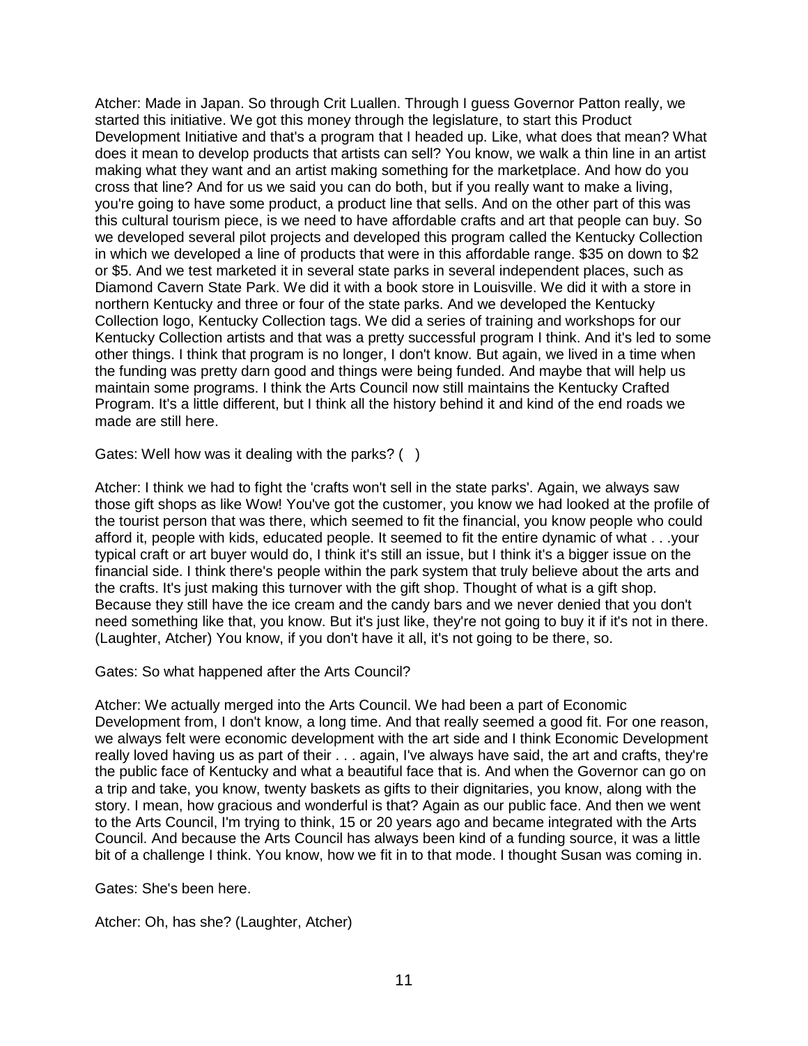Atcher: Made in Japan. So through Crit Luallen. Through I guess Governor Patton really, we started this initiative. We got this money through the legislature, to start this Product Development Initiative and that's a program that I headed up. Like, what does that mean? What does it mean to develop products that artists can sell? You know, we walk a thin line in an artist making what they want and an artist making something for the marketplace. And how do you cross that line? And for us we said you can do both, but if you really want to make a living, you're going to have some product, a product line that sells. And on the other part of this was this cultural tourism piece, is we need to have affordable crafts and art that people can buy. So we developed several pilot projects and developed this program called the Kentucky Collection in which we developed a line of products that were in this affordable range. $35 on down to $2 or $5. And we test marketed it in several state parks in several independent places, such as Diamond Cavern State Park. We did it with a book store in Louisville. We did it with a store in northern Kentucky and three or four of the state parks. And we developed the Kentucky Collection logo, Kentucky Collection tags. We did a series of training and workshops for our Kentucky Collection artists and that was a pretty successful program I think. And it's led to some other things. I think that program is no longer, I don't know. But again, we lived in a time when the funding was pretty darn good and things were being funded. And maybe that will help us maintain some programs. I think the Arts Council now still maintains the Kentucky Crafted Program. It's a little different, but I think all the history behind it and kind of the end roads we made are still here.

Gates: Well how was it dealing with the parks? ( )

Atcher: I think we had to fight the 'crafts won't sell in the state parks'. Again, we always saw those gift shops as like Wow! You've got the customer, you know we had looked at the profile of the tourist person that was there, which seemed to fit the financial, you know people who could afford it, people with kids, educated people. It seemed to fit the entire dynamic of what . . .your typical craft or art buyer would do, I think it's still an issue, but I think it's a bigger issue on the financial side. I think there's people within the park system that truly believe about the arts and the crafts. It's just making this turnover with the gift shop. Thought of what is a gift shop. Because they still have the ice cream and the candy bars and we never denied that you don't need something like that, you know. But it's just like, they're not going to buy it if it's not in there. (Laughter, Atcher) You know, if you don't have it all, it's not going to be there, so.

Gates: So what happened after the Arts Council?

Atcher: We actually merged into the Arts Council. We had been a part of Economic Development from, I don't know, a long time. And that really seemed a good fit. For one reason, we always felt were economic development with the art side and I think Economic Development really loved having us as part of their . . . again, I've always have said, the art and crafts, they're the public face of Kentucky and what a beautiful face that is. And when the Governor can go on a trip and take, you know, twenty baskets as gifts to their dignitaries, you know, along with the story. I mean, how gracious and wonderful is that? Again as our public face. And then we went to the Arts Council, I'm trying to think, 15 or 20 years ago and became integrated with the Arts Council. And because the Arts Council has always been kind of a funding source, it was a little bit of a challenge I think. You know, how we fit in to that mode. I thought Susan was coming in.

Gates: She's been here.

Atcher: Oh, has she? (Laughter, Atcher)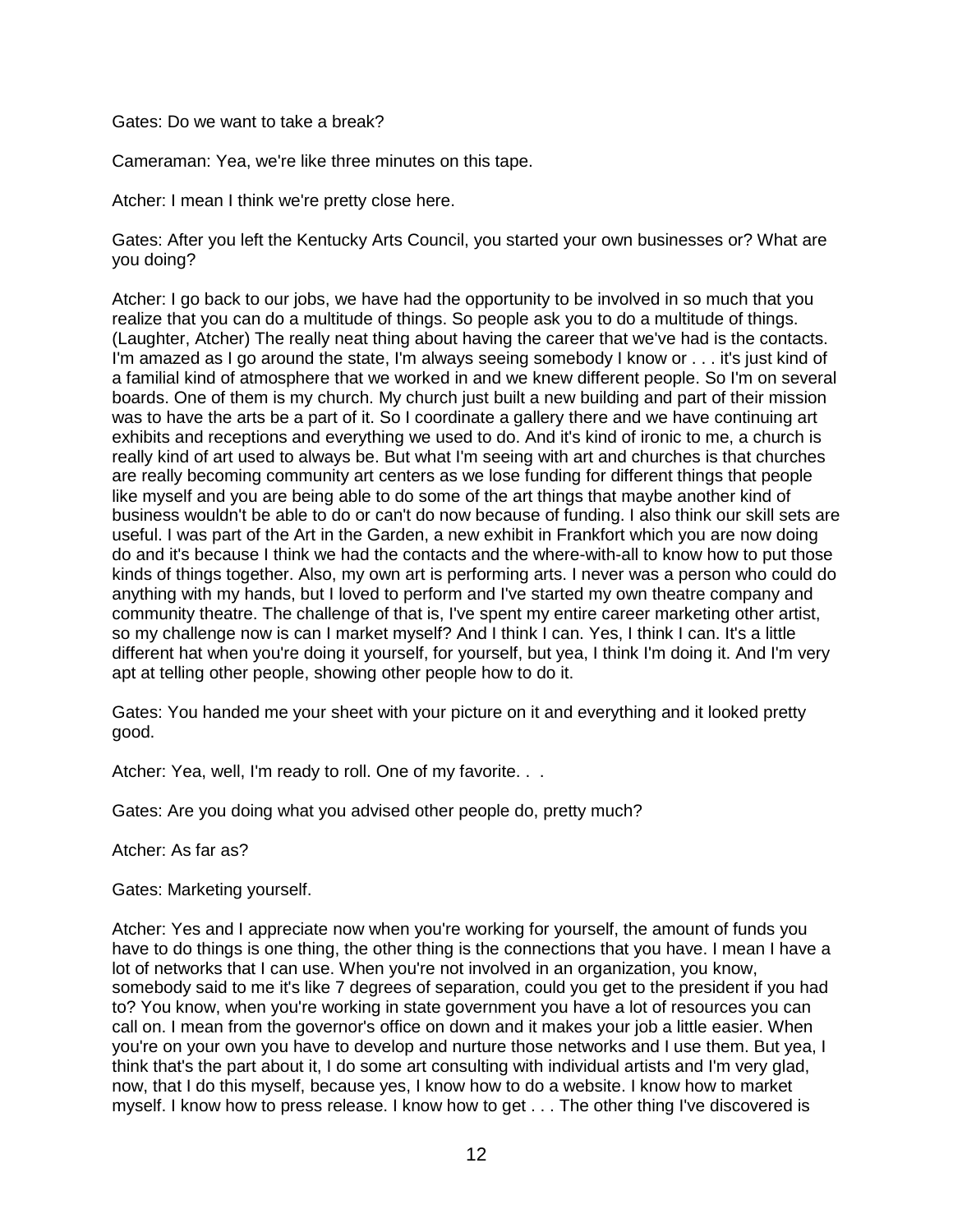Gates: Do we want to take a break?

Cameraman: Yea, we're like three minutes on this tape.

Atcher: I mean I think we're pretty close here.

Gates: After you left the Kentucky Arts Council, you started your own businesses or? What are you doing?

Atcher: I go back to our jobs, we have had the opportunity to be involved in so much that you realize that you can do a multitude of things. So people ask you to do a multitude of things. (Laughter, Atcher) The really neat thing about having the career that we've had is the contacts. I'm amazed as I go around the state, I'm always seeing somebody I know or . . . it's just kind of a familial kind of atmosphere that we worked in and we knew different people. So I'm on several boards. One of them is my church. My church just built a new building and part of their mission was to have the arts be a part of it. So I coordinate a gallery there and we have continuing art exhibits and receptions and everything we used to do. And it's kind of ironic to me, a church is really kind of art used to always be. But what I'm seeing with art and churches is that churches are really becoming community art centers as we lose funding for different things that people like myself and you are being able to do some of the art things that maybe another kind of business wouldn't be able to do or can't do now because of funding. I also think our skill sets are useful. I was part of the Art in the Garden, a new exhibit in Frankfort which you are now doing do and it's because I think we had the contacts and the where-with-all to know how to put those kinds of things together. Also, my own art is performing arts. I never was a person who could do anything with my hands, but I loved to perform and I've started my own theatre company and community theatre. The challenge of that is, I've spent my entire career marketing other artist, so my challenge now is can I market myself? And I think I can. Yes, I think I can. It's a little different hat when you're doing it yourself, for yourself, but yea, I think I'm doing it. And I'm very apt at telling other people, showing other people how to do it.

Gates: You handed me your sheet with your picture on it and everything and it looked pretty good.

Atcher: Yea, well, I'm ready to roll. One of my favorite. . .

Gates: Are you doing what you advised other people do, pretty much?

Atcher: As far as?

Gates: Marketing yourself.

Atcher: Yes and I appreciate now when you're working for yourself, the amount of funds you have to do things is one thing, the other thing is the connections that you have. I mean I have a lot of networks that I can use. When you're not involved in an organization, you know, somebody said to me it's like 7 degrees of separation, could you get to the president if you had to? You know, when you're working in state government you have a lot of resources you can call on. I mean from the governor's office on down and it makes your job a little easier. When you're on your own you have to develop and nurture those networks and I use them. But yea, I think that's the part about it, I do some art consulting with individual artists and I'm very glad, now, that I do this myself, because yes, I know how to do a website. I know how to market myself. I know how to press release. I know how to get . . . The other thing I've discovered is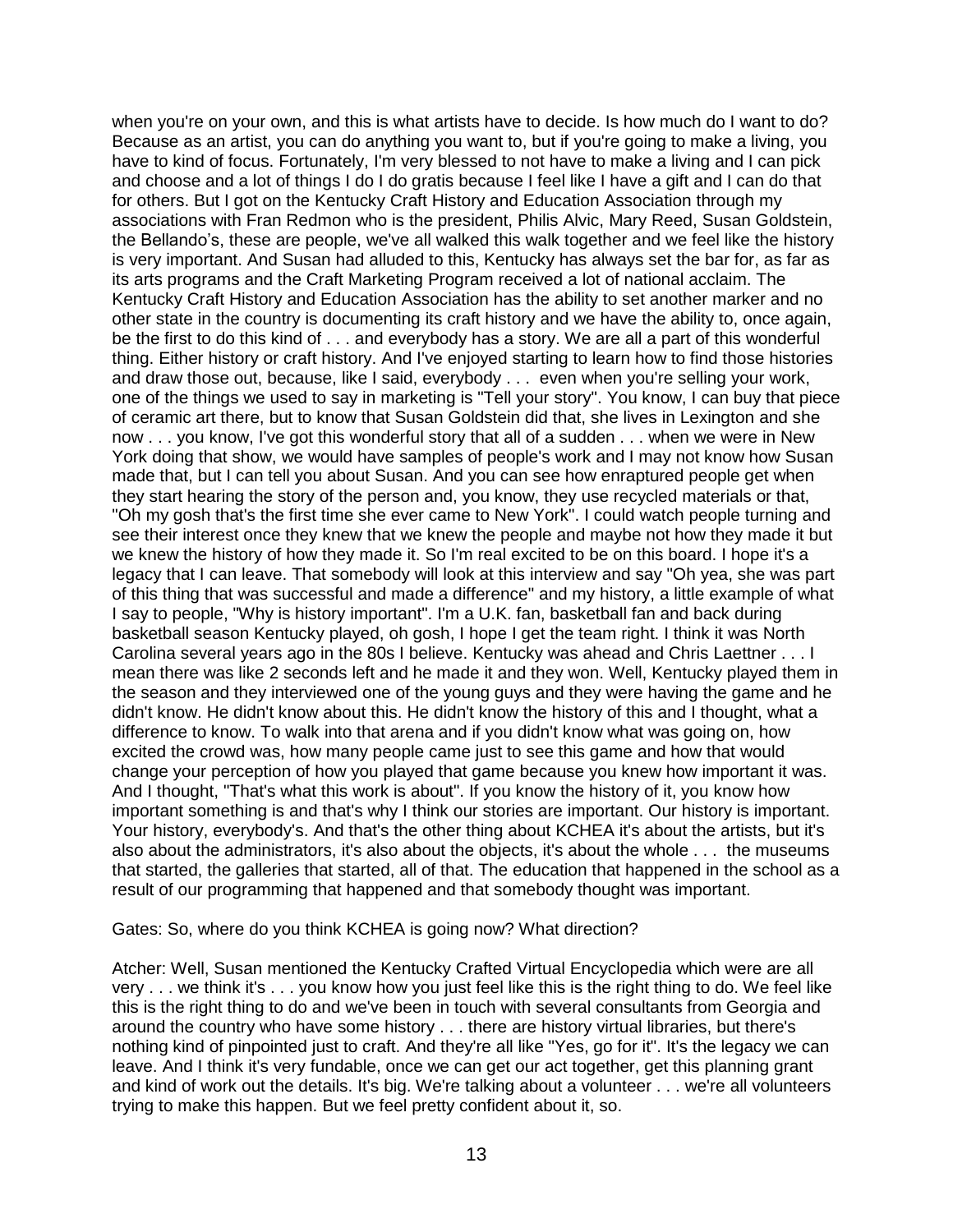when you're on your own, and this is what artists have to decide. Is how much do I want to do? Because as an artist, you can do anything you want to, but if you're going to make a living, you have to kind of focus. Fortunately, I'm very blessed to not have to make a living and I can pick and choose and a lot of things I do I do gratis because I feel like I have a gift and I can do that for others. But I got on the Kentucky Craft History and Education Association through my associations with Fran Redmon who is the president, Philis Alvic, Mary Reed, Susan Goldstein, the Bellando's, these are people, we've all walked this walk together and we feel like the history is very important. And Susan had alluded to this, Kentucky has always set the bar for, as far as its arts programs and the Craft Marketing Program received a lot of national acclaim. The Kentucky Craft History and Education Association has the ability to set another marker and no other state in the country is documenting its craft history and we have the ability to, once again, be the first to do this kind of . . . and everybody has a story. We are all a part of this wonderful thing. Either history or craft history. And I've enjoyed starting to learn how to find those histories and draw those out, because, like I said, everybody . . . even when you're selling your work, one of the things we used to say in marketing is "Tell your story". You know, I can buy that piece of ceramic art there, but to know that Susan Goldstein did that, she lives in Lexington and she now . . . you know, I've got this wonderful story that all of a sudden . . . when we were in New York doing that show, we would have samples of people's work and I may not know how Susan made that, but I can tell you about Susan. And you can see how enraptured people get when they start hearing the story of the person and, you know, they use recycled materials or that, "Oh my gosh that's the first time she ever came to New York". I could watch people turning and see their interest once they knew that we knew the people and maybe not how they made it but we knew the history of how they made it. So I'm real excited to be on this board. I hope it's a legacy that I can leave. That somebody will look at this interview and say "Oh yea, she was part of this thing that was successful and made a difference" and my history, a little example of what I say to people, "Why is history important". I'm a U.K. fan, basketball fan and back during basketball season Kentucky played, oh gosh, I hope I get the team right. I think it was North Carolina several years ago in the 80s I believe. Kentucky was ahead and Chris Laettner . . . I mean there was like 2 seconds left and he made it and they won. Well, Kentucky played them in the season and they interviewed one of the young guys and they were having the game and he didn't know. He didn't know about this. He didn't know the history of this and I thought, what a difference to know. To walk into that arena and if you didn't know what was going on, how excited the crowd was, how many people came just to see this game and how that would change your perception of how you played that game because you knew how important it was. And I thought, "That's what this work is about". If you know the history of it, you know how important something is and that's why I think our stories are important. Our history is important. Your history, everybody's. And that's the other thing about KCHEA it's about the artists, but it's also about the administrators, it's also about the objects, it's about the whole . . . the museums that started, the galleries that started, all of that. The education that happened in the school as a result of our programming that happened and that somebody thought was important.

Gates: So, where do you think KCHEA is going now? What direction?

Atcher: Well, Susan mentioned the Kentucky Crafted Virtual Encyclopedia which were are all very . . . we think it's . . . you know how you just feel like this is the right thing to do. We feel like this is the right thing to do and we've been in touch with several consultants from Georgia and around the country who have some history . . . there are history virtual libraries, but there's nothing kind of pinpointed just to craft. And they're all like "Yes, go for it". It's the legacy we can leave. And I think it's very fundable, once we can get our act together, get this planning grant and kind of work out the details. It's big. We're talking about a volunteer . . . we're all volunteers trying to make this happen. But we feel pretty confident about it, so.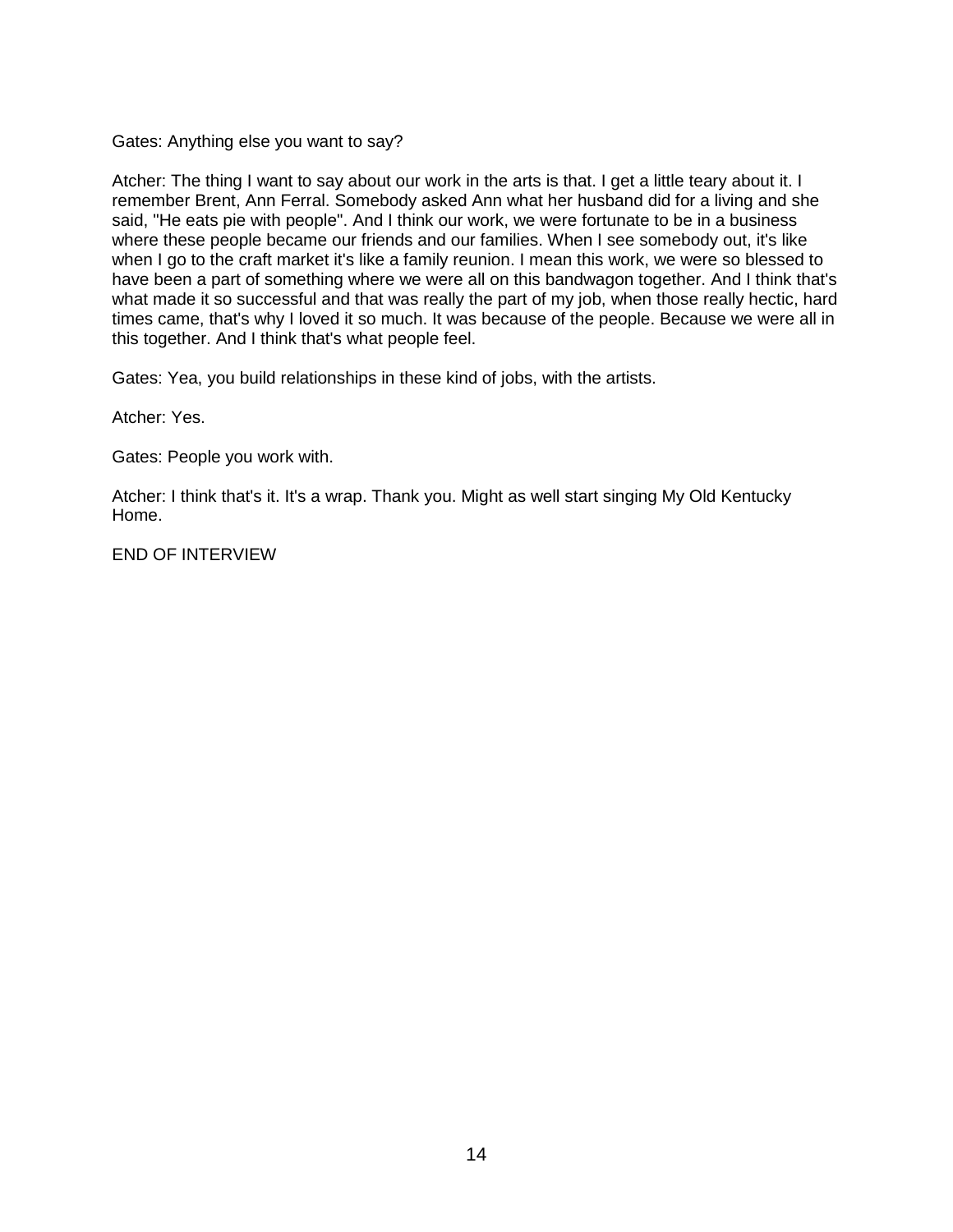Gates: Anything else you want to say?

Atcher: The thing I want to say about our work in the arts is that. I get a little teary about it. I remember Brent, Ann Ferral. Somebody asked Ann what her husband did for a living and she said, "He eats pie with people". And I think our work, we were fortunate to be in a business where these people became our friends and our families. When I see somebody out, it's like when I go to the craft market it's like a family reunion. I mean this work, we were so blessed to have been a part of something where we were all on this bandwagon together. And I think that's what made it so successful and that was really the part of my job, when those really hectic, hard times came, that's why I loved it so much. It was because of the people. Because we were all in this together. And I think that's what people feel.

Gates: Yea, you build relationships in these kind of jobs, with the artists.

Atcher: Yes.

Gates: People you work with.

Atcher: I think that's it. It's a wrap. Thank you. Might as well start singing My Old Kentucky Home.

END OF INTERVIEW